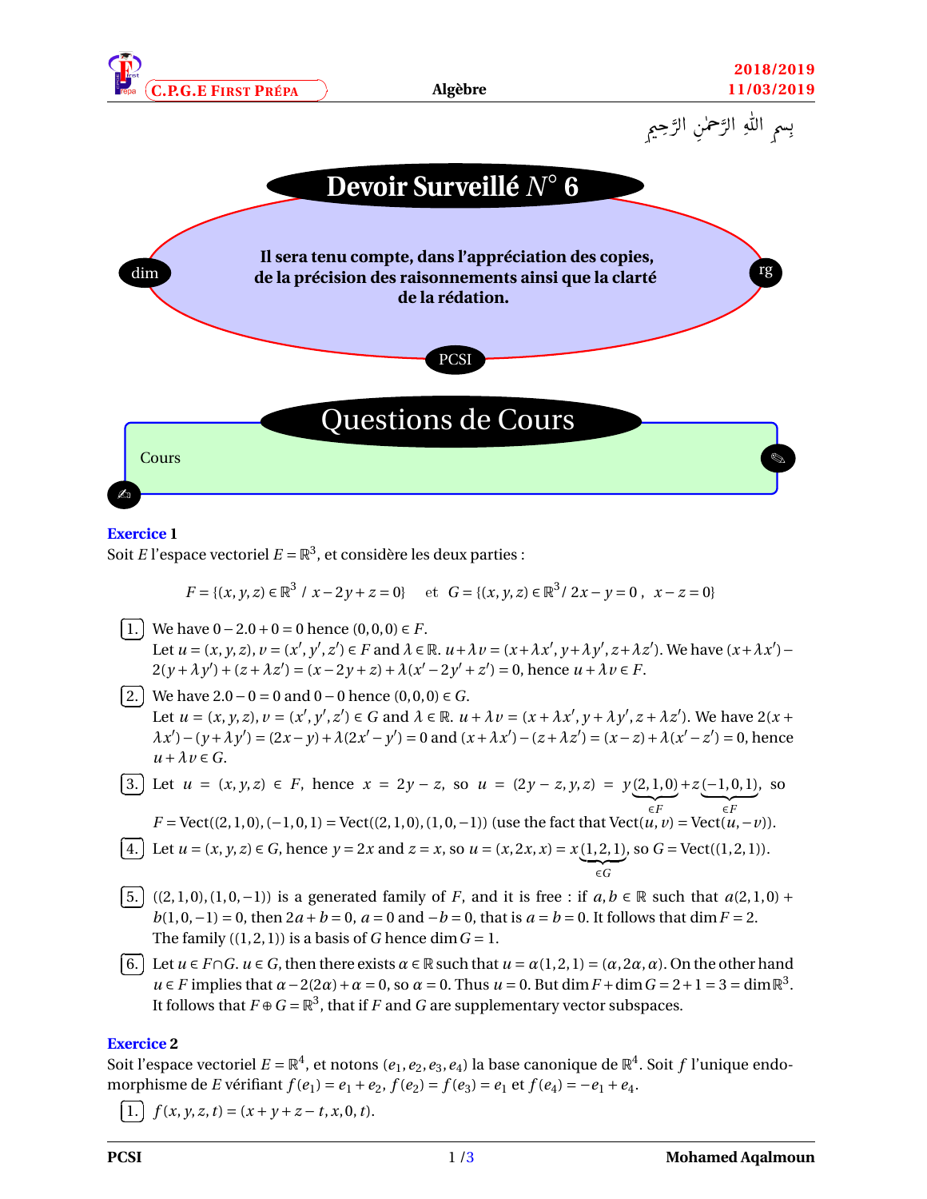بِسمِ اللهِ الرَّحمٰنِ الرَّحِيمِ

# Devoir Surveillé $N^\circ$ 6

dim rg

**Il sera tenu compte, dans l'appréciation des copies, de la précision des raisonnements ainsi que la clarté de la rédation.**

PCSI

## Questions de Cours

Cours

**Exercice 1**

Soit $E$ l'espace vectoriel $E=\mathbb{R}^3$, et considère les deux parties :

$$F=\{(x,y,z)\in\mathbb{R}^3\ /\ x-2y+z=0\}\quad \text{et}\quad G=\{(x,y,z)\in\mathbb{R}^3/\ 2x-y=0\ ,\ \ x-z=0\}$$

1. We have $0-2.0+0=0$ hence $(0,0,0)\in F$.
   Let $u=(x,y,z)$, $v=(x',y',z')\in F$ and $\lambda\in\mathbb{R}$. $u+\lambda v=(x+\lambda x',y+\lambda y',z+\lambda z')$. We have $(x+\lambda x')-2(y+\lambda y')+(z+\lambda z')=(x-2y+z)+\lambda(x'-2y'+z')=0$, hence $u+\lambda v\in F$.

2. We have $2.0-0=0$ and $0-0$ hence $(0,0,0)\in G$.
   Let $u=(x,y,z)$, $v=(x',y',z')\in G$ and $\lambda\in\mathbb{R}$. $u+\lambda v=(x+\lambda x',y+\lambda y',z+\lambda z')$. We have $2(x+\lambda x')-(y+\lambda y')=(2x-y)+\lambda(2x'-y')=0$ and $(x+\lambda x')-(z+\lambda z')=(x-z)+\lambda(x'-z')=0$, hence $u+\lambda v\in G$.

3. Let $u=(x,y,z)\in F$, hence $x=2y-z$, so $u=(2y-z,y,z)=y\underbrace{(2,1,0)}_{\in F}+z\underbrace{(-1,0,1)}_{\in F}$, so $F=\text{Vect}((2,1,0),(-1,0,1)=\text{Vect}((2,1,0),(1,0,-1))$ (use the fact that $\text{Vect}(u,v)=\text{Vect}(u,-v)$).

4. Let $u=(x,y,z)\in G$, hence $y=2x$ and $z=x$, so $u=(x,2x,x)=x\underbrace{(1,2,1)}_{\in G}$, so $G=\text{Vect}((1,2,1))$.

5. $((2,1,0),(1,0,-1))$ is a generated family of $F$, and it is free : if $a,b\in\mathbb{R}$ such that $a(2,1,0)+b(1,0,-1)=0$, then $2a+b=0$, $a=0$ and $-b=0$, that is $a=b=0$. It follows that $\dim F=2$.
   The family $((1,2,1))$ is a basis of $G$ hence $\dim G=1$.

6. Let $u\in F\cap G$. $u\in G$, then there exists $\alpha\in\mathbb{R}$ such that $u=\alpha(1,2,1)=(\alpha,2\alpha,\alpha)$. On the other hand $u\in F$ implies that $\alpha-2(2\alpha)+\alpha=0$, so $\alpha=0$. Thus $u=0$. But $\dim F+\dim G=2+1=3=\dim\mathbb{R}^3$. It follows that $F\oplus G=\mathbb{R}^3$, that if $F$ and $G$ are supplementary vector subspaces.

**Exercice 2**

Soit l'espace vectoriel $E=\mathbb{R}^4$, et notons $(e_1,e_2,e_3,e_4)$ la base canonique de $\mathbb{R}^4$. Soit $f$ l'unique endomorphisme de $E$ vérifiant $f(e_1)=e_1+e_2$, $f(e_2)=f(e_3)=e_1$ et $f(e_4)=-e_1+e_4$.

1. $f(x,y,z,t)=(x+y+z-t,x,0,t)$.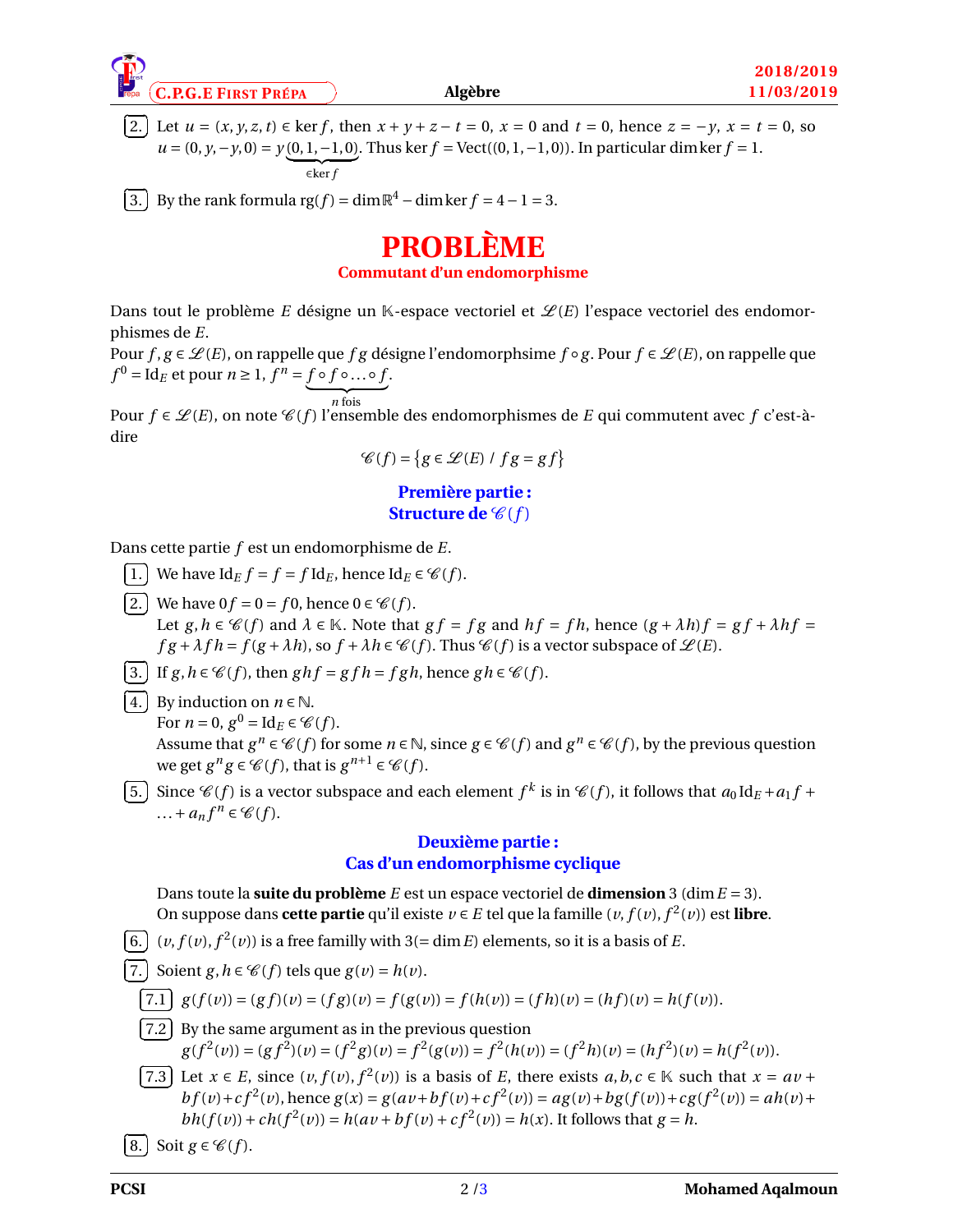2. Let $u = (x, y, z, t) \in \ker f$, then $x + y + z - t = 0$, $x = 0$ and $t = 0$, hence $z = -y$, $x = t = 0$, so $u = (0, y, -y, 0) = y\underbrace{(0, 1, -1, 0)}_{\in \ker f}$. Thus $\ker f = \text{Vect}((0, 1, -1, 0))$. In particular $\dim \ker f = 1$.

3. By the rank formula $\text{rg}(f) = \dim \mathbb{R}^4 - \dim \ker f = 4 - 1 = 3$.

# PROBLÈME

## Commutant d'un endomorphisme

Dans tout le problème $E$ désigne un $\mathbb{K}$-espace vectoriel et $\mathscr{L}(E)$ l'espace vectoriel des endomorphismes de $E$.

Pour $f, g \in \mathscr{L}(E)$, on rappelle que $fg$ désigne l'endomorphsime $f \circ g$. Pour $f \in \mathscr{L}(E)$, on rappelle que $f^0 = \text{Id}_E$ et pour $n \geq 1$, $f^n = \underbrace{f \circ f \circ \ldots \circ f}_{n \text{ fois}}$.

Pour $f \in \mathscr{L}(E)$, on note $\mathscr{C}(f)$ l'ensemble des endomorphismes de $E$ qui commutent avec $f$ c'est-à-dire

$$\mathscr{C}(f) = \{g \in \mathscr{L}(E) \ / \ fg = gf\}$$

### Première partie : Structure de $\mathscr{C}(f)$

Dans cette partie $f$ est un endomorphisme de $E$.

1. We have $\text{Id}_E f = f = f \text{Id}_E$, hence $\text{Id}_E \in \mathscr{C}(f)$.

2. We have $0f = 0 = f0$, hence $0 \in \mathscr{C}(f)$.
Let $g, h \in \mathscr{C}(f)$ and $\lambda \in \mathbb{K}$. Note that $gf = fg$ and $hf = fh$, hence $(g + \lambda h)f = gf + \lambda hf = fg + \lambda fh = f(g + \lambda h)$, so $f + \lambda h \in \mathscr{C}(f)$. Thus $\mathscr{C}(f)$ is a vector subspace of $\mathscr{L}(E)$.

3. If $g, h \in \mathscr{C}(f)$, then $ghf = gfh = fgh$, hence $gh \in \mathscr{C}(f)$.

4. By induction on $n \in \mathbb{N}$.
For $n = 0$, $g^0 = \text{Id}_E \in \mathscr{C}(f)$.
Assume that $g^n \in \mathscr{C}(f)$ for some $n \in \mathbb{N}$, since $g \in \mathscr{C}(f)$ and $g^n \in \mathscr{C}(f)$, by the previous question we get $g^n g \in \mathscr{C}(f)$, that is $g^{n+1} \in \mathscr{C}(f)$.

5. Since $\mathscr{C}(f)$ is a vector subspace and each element $f^k$ is in $\mathscr{C}(f)$, it follows that $a_0 \text{Id}_E + a_1 f + \ldots + a_n f^n \in \mathscr{C}(f)$.

### Deuxième partie : Cas d'un endomorphisme cyclique

Dans toute la **suite du problème** $E$ est un espace vectoriel de **dimension** 3 ($\dim E = 3$).
On suppose dans **cette partie** qu'il existe $v \in E$ tel que la famille $(v, f(v), f^2(v))$ est **libre**.

6. $(v, f(v), f^2(v))$ is a free familly with $3 (= \dim E)$ elements, so it is a basis of $E$.

7. Soient $g, h \in \mathscr{C}(f)$ tels que $g(v) = h(v)$.

   7.1 $g(f(v)) = (gf)(v) = (fg)(v) = f(g(v)) = f(h(v)) = (fh)(v) = (hf)(v) = h(f(v))$.

   7.2 By the same argument as in the previous question
   $g(f^2(v)) = (gf^2)(v) = (f^2g)(v) = f^2(g(v)) = f^2(h(v)) = (f^2h)(v) = (hf^2)(v) = h(f^2(v))$.

   7.3 Let $x \in E$, since $(v, f(v), f^2(v))$ is a basis of $E$, there exists $a, b, c \in \mathbb{K}$ such that $x = av + bf(v) + cf^2(v)$, hence $g(x) = g(av + bf(v) + cf^2(v)) = ag(v) + bg(f(v)) + cg(f^2(v)) = ah(v) + bh(f(v)) + ch(f^2(v)) = h(av + bf(v) + cf^2(v)) = h(x)$. It follows that $g = h$.

8. Soit $g \in \mathscr{C}(f)$.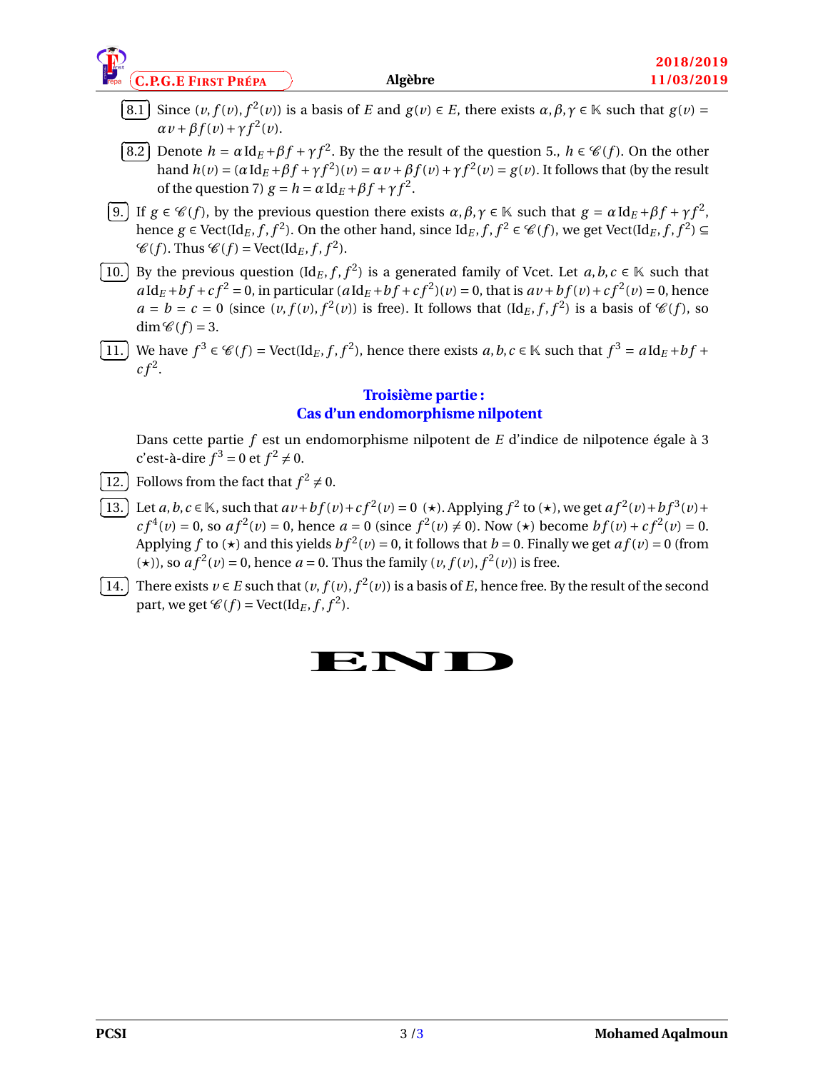**8.1** Since $(v, f(v), f^2(v))$ is a basis of $E$ and $g(v) \in E$, there exists $\alpha, \beta, \gamma \in \mathbb{K}$ such that $g(v) = \alpha v + \beta f(v) + \gamma f^2(v)$.

**8.2** Denote $h = \alpha \mathrm{Id}_E + \beta f + \gamma f^2$. By the the result of the question 5., $h \in \mathscr{C}(f)$. On the other hand $h(v) = (\alpha \mathrm{Id}_E + \beta f + \gamma f^2)(v) = \alpha v + \beta f(v) + \gamma f^2(v) = g(v)$. It follows that (by the result of the question 7) $g = h = \alpha \mathrm{Id}_E + \beta f + \gamma f^2$.

**9.** If $g \in \mathscr{C}(f)$, by the previous question there exists $\alpha, \beta, \gamma \in \mathbb{K}$ such that $g = \alpha \mathrm{Id}_E + \beta f + \gamma f^2$, hence $g \in \mathrm{Vect}(\mathrm{Id}_E, f, f^2)$. On the other hand, since $\mathrm{Id}_E, f, f^2 \in \mathscr{C}(f)$, we get $\mathrm{Vect}(\mathrm{Id}_E, f, f^2) \subseteq \mathscr{C}(f)$. Thus $\mathscr{C}(f) = \mathrm{Vect}(\mathrm{Id}_E, f, f^2)$.

**10.** By the previous question $(\mathrm{Id}_E, f, f^2)$ is a generated family of Vcet. Let $a, b, c \in \mathbb{K}$ such that $a\mathrm{Id}_E + bf + cf^2 = 0$, in particular $(a\mathrm{Id}_E + bf + cf^2)(v) = 0$, that is $av + bf(v) + cf^2(v) = 0$, hence $a = b = c = 0$ (since $(v, f(v), f^2(v))$ is free). It follows that $(\mathrm{Id}_E, f, f^2)$ is a basis of $\mathscr{C}(f)$, so $\dim \mathscr{C}(f) = 3$.

**11.** We have $f^3 \in \mathscr{C}(f) = \mathrm{Vect}(\mathrm{Id}_E, f, f^2)$, hence there exists $a, b, c \in \mathbb{K}$ such that $f^3 = a\mathrm{Id}_E + bf + cf^2$.

## Troisième partie : Cas d'un endomorphisme nilpotent

Dans cette partie $f$ est un endomorphisme nilpotent de $E$ d'indice de nilpotence égale à 3 c'est-à-dire $f^3 = 0$ et $f^2 \neq 0$.

**12.** Follows from the fact that $f^2 \neq 0$.

**13.** Let $a, b, c \in \mathbb{K}$, such that $av + bf(v) + cf^2(v) = 0$ $(\star)$. Applying $f^2$ to $(\star)$, we get $af^2(v) + bf^3(v) + cf^4(v) = 0$, so $af^2(v) = 0$, hence $a = 0$ (since $f^2(v) \neq 0$). Now $(\star)$ become $bf(v) + cf^2(v) = 0$. Applying $f$ to $(\star)$ and this yields $bf^2(v) = 0$, it follows that $b = 0$. Finally we get $af(v) = 0$ (from $(\star)$), so $af^2(v) = 0$, hence $a = 0$. Thus the family $(v, f(v), f^2(v))$ is free.

**14.** There exists $v \in E$ such that $(v, f(v), f^2(v))$ is a basis of $E$, hence free. By the result of the second part, we get $\mathscr{C}(f) = \mathrm{Vect}(\mathrm{Id}_E, f, f^2)$.

**END**